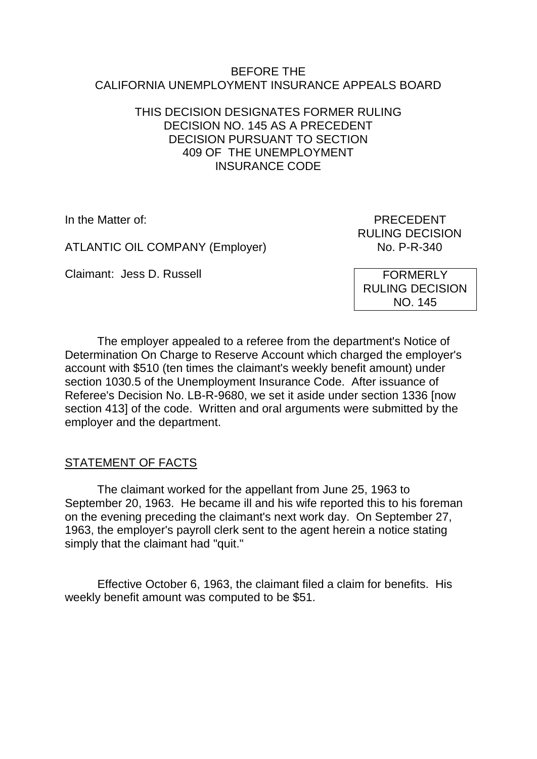BEFORE THE
CALIFORNIA UNEMPLOYMENT INSURANCE APPEALS BOARD

THIS DECISION DESIGNATES FORMER RULING DECISION NO. 145 AS A PRECEDENT DECISION PURSUANT TO SECTION 409 OF THE UNEMPLOYMENT INSURANCE CODE

In the Matter of:

ATLANTIC OIL COMPANY (Employer)

Claimant: Jess D. Russell

PRECEDENT RULING DECISION
No. P-R-340

FORMERLY RULING DECISION NO. 145

The employer appealed to a referee from the department's Notice of Determination On Charge to Reserve Account which charged the employer's account with $510 (ten times the claimant's weekly benefit amount) under section 1030.5 of the Unemployment Insurance Code. After issuance of Referee's Decision No. LB-R-9680, we set it aside under section 1336 [now section 413] of the code. Written and oral arguments were submitted by the employer and the department.

## STATEMENT OF FACTS

The claimant worked for the appellant from June 25, 1963 to September 20, 1963. He became ill and his wife reported this to his foreman on the evening preceding the claimant's next work day. On September 27, 1963, the employer's payroll clerk sent to the agent herein a notice stating simply that the claimant had "quit."

Effective October 6, 1963, the claimant filed a claim for benefits. His weekly benefit amount was computed to be $51.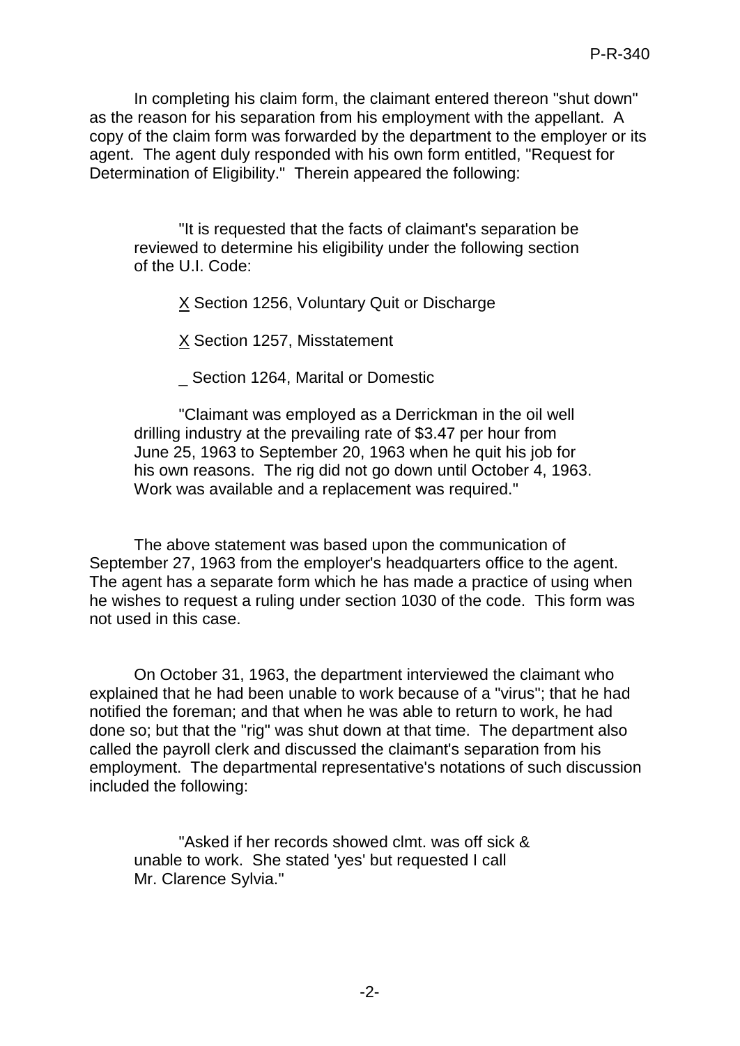In completing his claim form, the claimant entered thereon "shut down" as the reason for his separation from his employment with the appellant. A copy of the claim form was forwarded by the department to the employer or its agent. The agent duly responded with his own form entitled, "Request for Determination of Eligibility." Therein appeared the following:

> "It is requested that the facts of claimant's separation be reviewed to determine his eligibility under the following section of the U.I. Code:
>
> X Section 1256, Voluntary Quit or Discharge
>
> X Section 1257, Misstatement
>
> _ Section 1264, Marital or Domestic
>
> "Claimant was employed as a Derrickman in the oil well drilling industry at the prevailing rate of $3.47 per hour from June 25, 1963 to September 20, 1963 when he quit his job for his own reasons. The rig did not go down until October 4, 1963. Work was available and a replacement was required."

The above statement was based upon the communication of September 27, 1963 from the employer's headquarters office to the agent. The agent has a separate form which he has made a practice of using when he wishes to request a ruling under section 1030 of the code. This form was not used in this case.

On October 31, 1963, the department interviewed the claimant who explained that he had been unable to work because of a "virus"; that he had notified the foreman; and that when he was able to return to work, he had done so; but that the "rig" was shut down at that time. The department also called the payroll clerk and discussed the claimant's separation from his employment. The departmental representative's notations of such discussion included the following:

> "Asked if her records showed clmt. was off sick & unable to work. She stated 'yes' but requested I call Mr. Clarence Sylvia."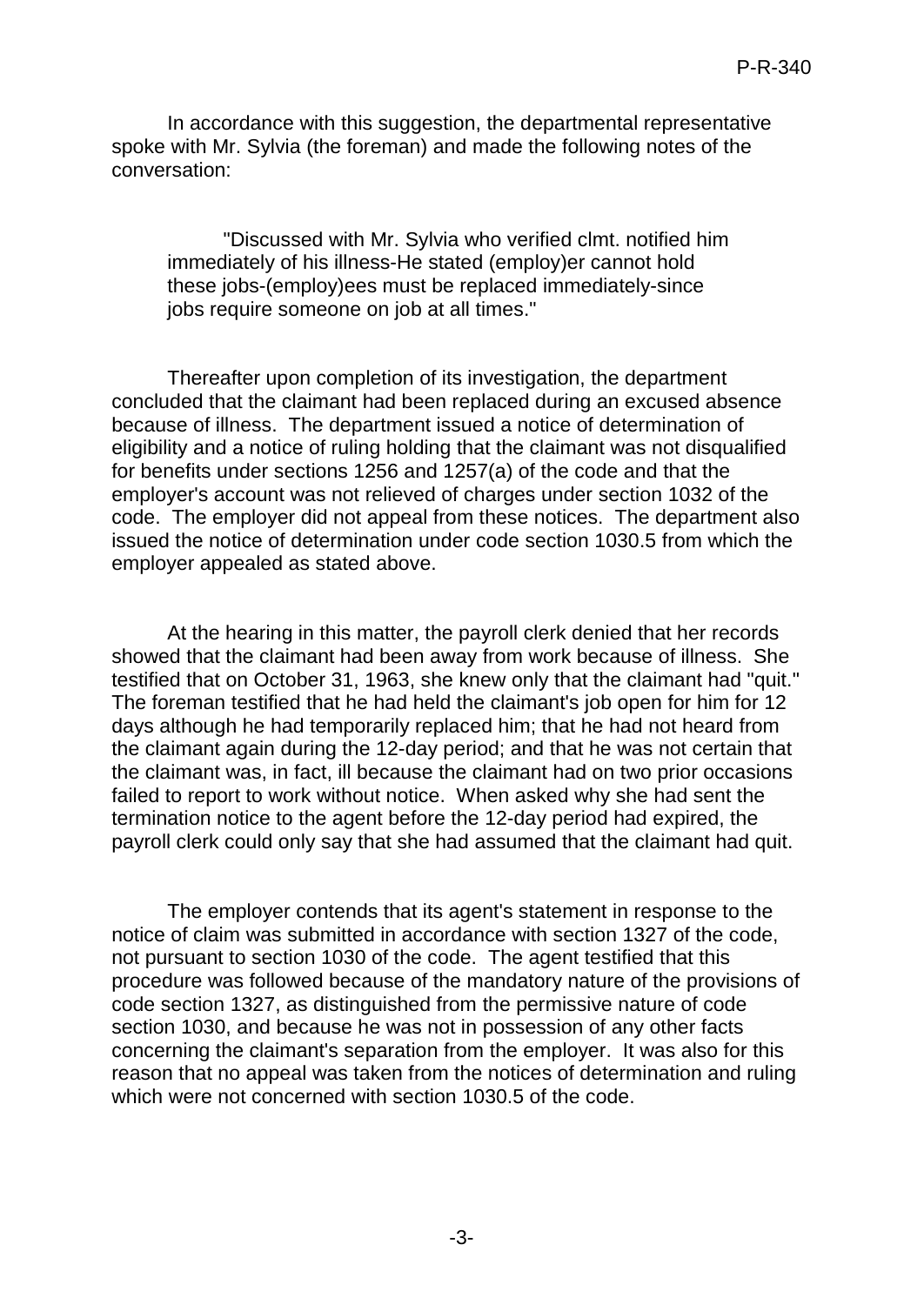In accordance with this suggestion, the departmental representative spoke with Mr. Sylvia (the foreman) and made the following notes of the conversation:

> "Discussed with Mr. Sylvia who verified clmt. notified him immediately of his illness-He stated (employ)er cannot hold these jobs-(employ)ees must be replaced immediately-since jobs require someone on job at all times."

Thereafter upon completion of its investigation, the department concluded that the claimant had been replaced during an excused absence because of illness. The department issued a notice of determination of eligibility and a notice of ruling holding that the claimant was not disqualified for benefits under sections 1256 and 1257(a) of the code and that the employer's account was not relieved of charges under section 1032 of the code. The employer did not appeal from these notices. The department also issued the notice of determination under code section 1030.5 from which the employer appealed as stated above.

At the hearing in this matter, the payroll clerk denied that her records showed that the claimant had been away from work because of illness. She testified that on October 31, 1963, she knew only that the claimant had "quit." The foreman testified that he had held the claimant's job open for him for 12 days although he had temporarily replaced him; that he had not heard from the claimant again during the 12-day period; and that he was not certain that the claimant was, in fact, ill because the claimant had on two prior occasions failed to report to work without notice. When asked why she had sent the termination notice to the agent before the 12-day period had expired, the payroll clerk could only say that she had assumed that the claimant had quit.

The employer contends that its agent's statement in response to the notice of claim was submitted in accordance with section 1327 of the code, not pursuant to section 1030 of the code. The agent testified that this procedure was followed because of the mandatory nature of the provisions of code section 1327, as distinguished from the permissive nature of code section 1030, and because he was not in possession of any other facts concerning the claimant's separation from the employer. It was also for this reason that no appeal was taken from the notices of determination and ruling which were not concerned with section 1030.5 of the code.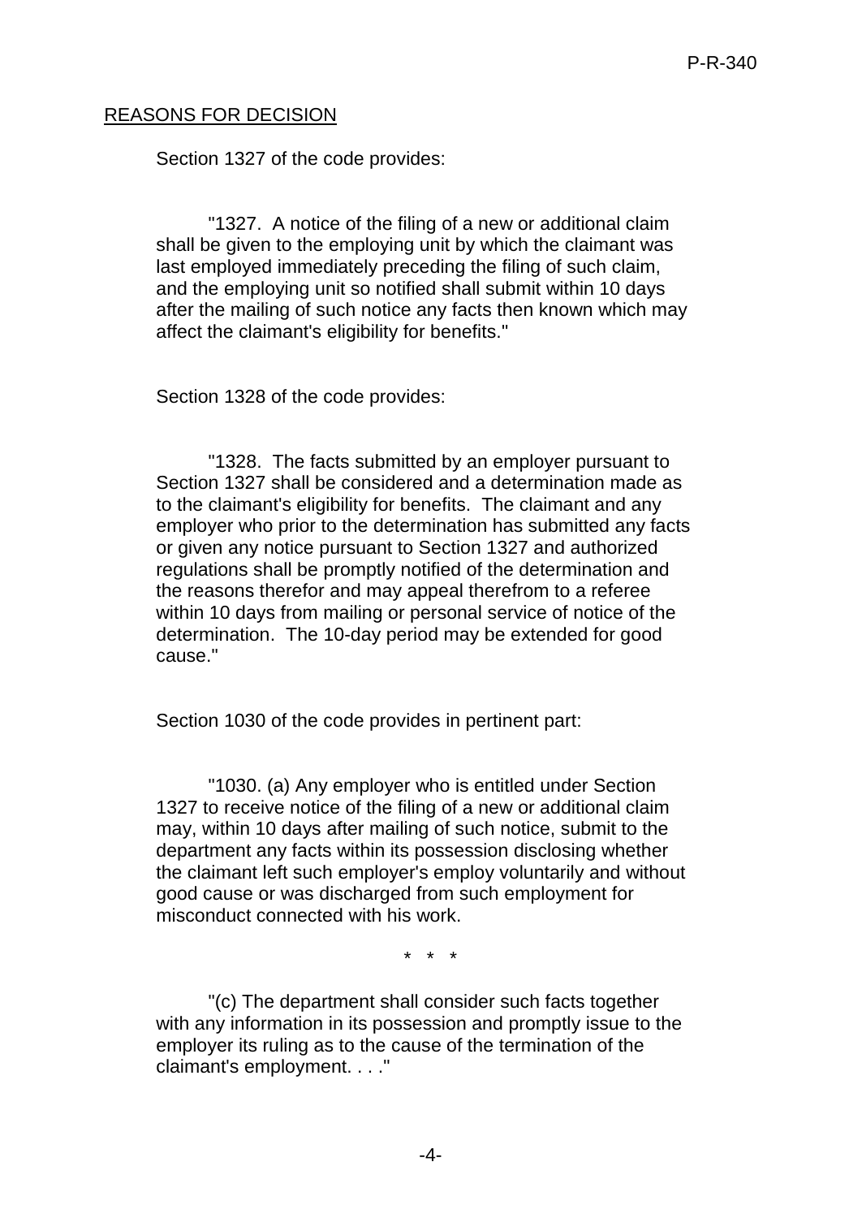## REASONS FOR DECISION

Section 1327 of the code provides:

> "1327. A notice of the filing of a new or additional claim shall be given to the employing unit by which the claimant was last employed immediately preceding the filing of such claim, and the employing unit so notified shall submit within 10 days after the mailing of such notice any facts then known which may affect the claimant's eligibility for benefits."

Section 1328 of the code provides:

> "1328. The facts submitted by an employer pursuant to Section 1327 shall be considered and a determination made as to the claimant's eligibility for benefits. The claimant and any employer who prior to the determination has submitted any facts or given any notice pursuant to Section 1327 and authorized regulations shall be promptly notified of the determination and the reasons therefor and may appeal therefrom to a referee within 10 days from mailing or personal service of notice of the determination. The 10-day period may be extended for good cause."

Section 1030 of the code provides in pertinent part:

> "1030. (a) Any employer who is entitled under Section 1327 to receive notice of the filing of a new or additional claim may, within 10 days after mailing of such notice, submit to the department any facts within its possession disclosing whether the claimant left such employer's employ voluntarily and without good cause or was discharged from such employment for misconduct connected with his work.
>
> \* \* \*
>
> "(c) The department shall consider such facts together with any information in its possession and promptly issue to the employer its ruling as to the cause of the termination of the claimant's employment. . . ."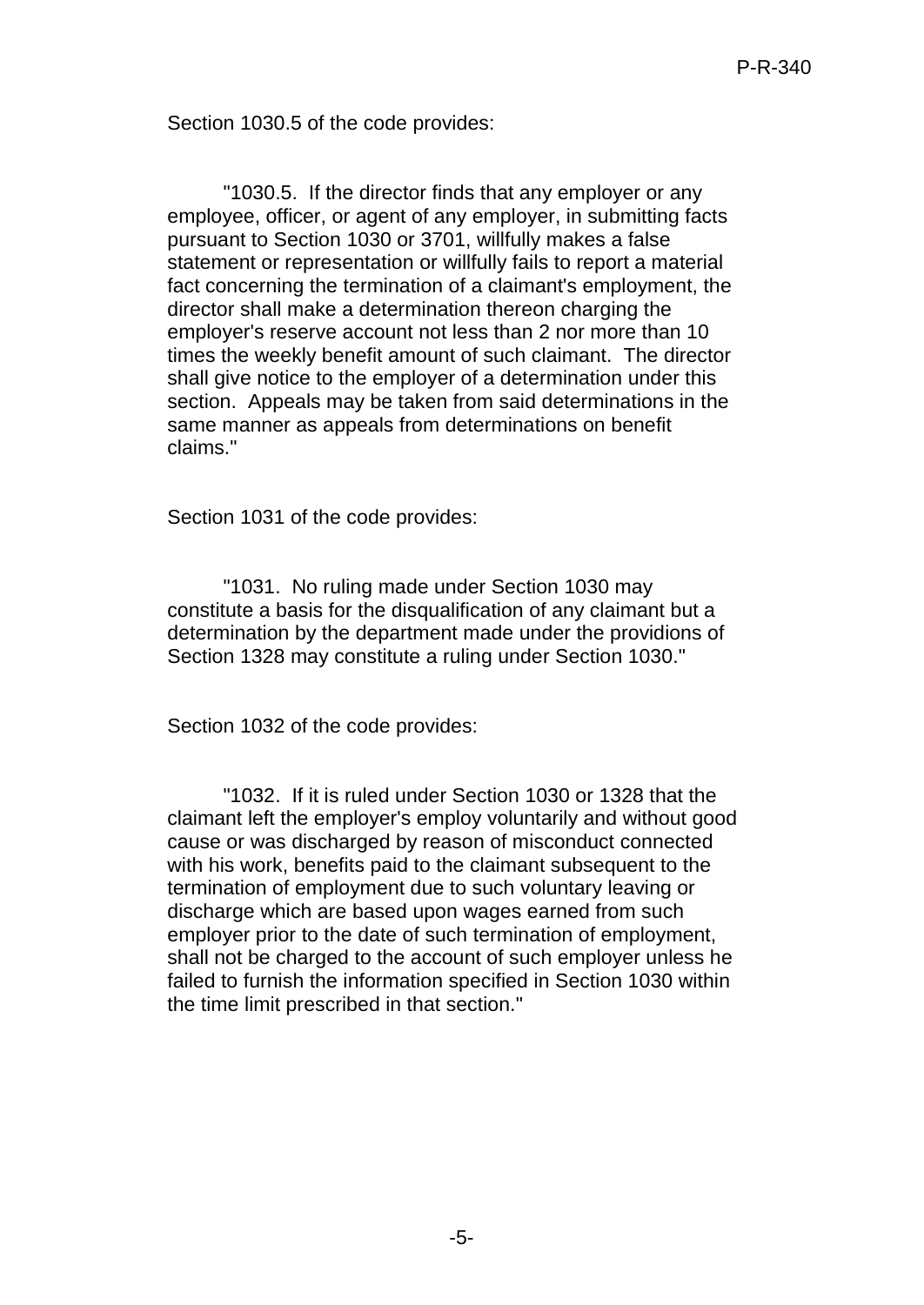Section 1030.5 of the code provides:

> "1030.5. If the director finds that any employer or any employee, officer, or agent of any employer, in submitting facts pursuant to Section 1030 or 3701, willfully makes a false statement or representation or willfully fails to report a material fact concerning the termination of a claimant's employment, the director shall make a determination thereon charging the employer's reserve account not less than 2 nor more than 10 times the weekly benefit amount of such claimant. The director shall give notice to the employer of a determination under this section. Appeals may be taken from said determinations in the same manner as appeals from determinations on benefit claims."

Section 1031 of the code provides:

> "1031. No ruling made under Section 1030 may constitute a basis for the disqualification of any claimant but a determination by the department made under the providions of Section 1328 may constitute a ruling under Section 1030."

Section 1032 of the code provides:

> "1032. If it is ruled under Section 1030 or 1328 that the claimant left the employer's employ voluntarily and without good cause or was discharged by reason of misconduct connected with his work, benefits paid to the claimant subsequent to the termination of employment due to such voluntary leaving or discharge which are based upon wages earned from such employer prior to the date of such termination of employment, shall not be charged to the account of such employer unless he failed to furnish the information specified in Section 1030 within the time limit prescribed in that section."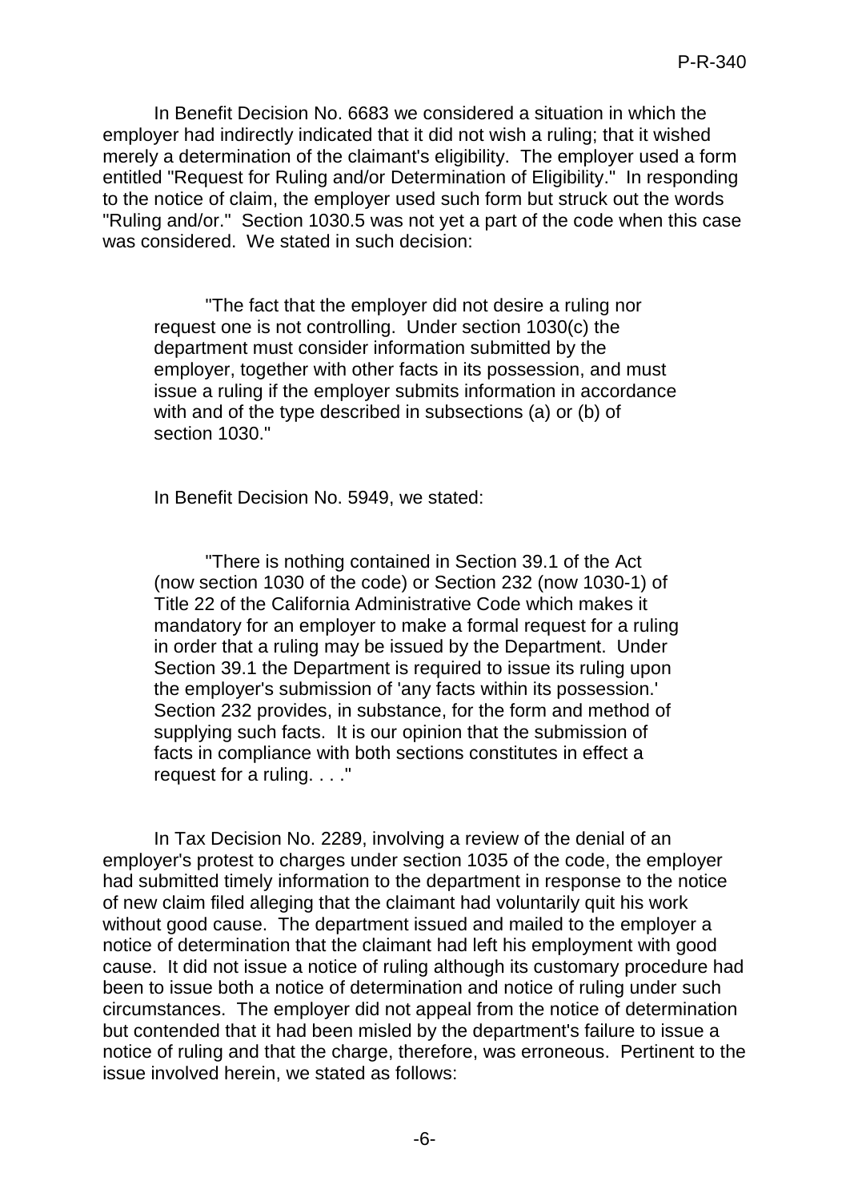In Benefit Decision No. 6683 we considered a situation in which the employer had indirectly indicated that it did not wish a ruling; that it wished merely a determination of the claimant's eligibility. The employer used a form entitled "Request for Ruling and/or Determination of Eligibility." In responding to the notice of claim, the employer used such form but struck out the words "Ruling and/or." Section 1030.5 was not yet a part of the code when this case was considered. We stated in such decision:

> "The fact that the employer did not desire a ruling nor request one is not controlling. Under section 1030(c) the department must consider information submitted by the employer, together with other facts in its possession, and must issue a ruling if the employer submits information in accordance with and of the type described in subsections (a) or (b) of section 1030."

In Benefit Decision No. 5949, we stated:

> "There is nothing contained in Section 39.1 of the Act (now section 1030 of the code) or Section 232 (now 1030-1) of Title 22 of the California Administrative Code which makes it mandatory for an employer to make a formal request for a ruling in order that a ruling may be issued by the Department. Under Section 39.1 the Department is required to issue its ruling upon the employer's submission of 'any facts within its possession.' Section 232 provides, in substance, for the form and method of supplying such facts. It is our opinion that the submission of facts in compliance with both sections constitutes in effect a request for a ruling. . . ."

In Tax Decision No. 2289, involving a review of the denial of an employer's protest to charges under section 1035 of the code, the employer had submitted timely information to the department in response to the notice of new claim filed alleging that the claimant had voluntarily quit his work without good cause. The department issued and mailed to the employer a notice of determination that the claimant had left his employment with good cause. It did not issue a notice of ruling although its customary procedure had been to issue both a notice of determination and notice of ruling under such circumstances. The employer did not appeal from the notice of determination but contended that it had been misled by the department's failure to issue a notice of ruling and that the charge, therefore, was erroneous. Pertinent to the issue involved herein, we stated as follows: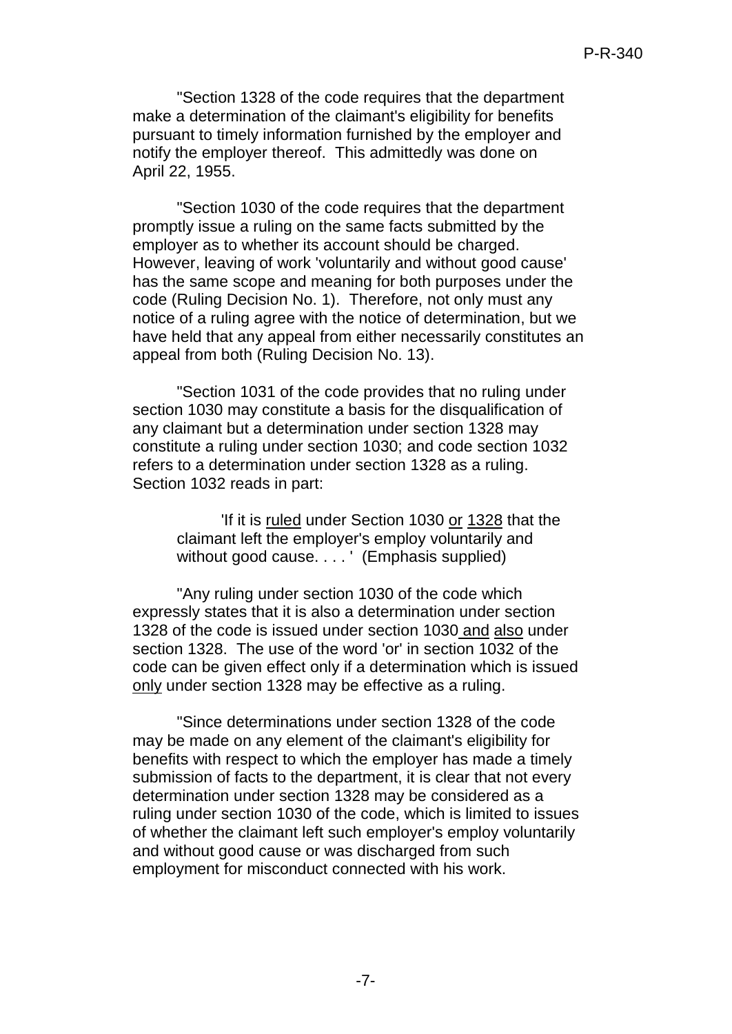"Section 1328 of the code requires that the department make a determination of the claimant's eligibility for benefits pursuant to timely information furnished by the employer and notify the employer thereof. This admittedly was done on April 22, 1955.

"Section 1030 of the code requires that the department promptly issue a ruling on the same facts submitted by the employer as to whether its account should be charged. However, leaving of work 'voluntarily and without good cause' has the same scope and meaning for both purposes under the code (Ruling Decision No. 1). Therefore, not only must any notice of a ruling agree with the notice of determination, but we have held that any appeal from either necessarily constitutes an appeal from both (Ruling Decision No. 13).

"Section 1031 of the code provides that no ruling under section 1030 may constitute a basis for the disqualification of any claimant but a determination under section 1328 may constitute a ruling under section 1030; and code section 1032 refers to a determination under section 1328 as a ruling. Section 1032 reads in part:

> 'If it is <u>ruled</u> under Section 1030 <u>or</u> <u>1328</u> that the claimant left the employer's employ voluntarily and without good cause. . . . ' (Emphasis supplied)

"Any ruling under section 1030 of the code which expressly states that it is also a determination under section 1328 of the code is issued under section 1030 <u>and</u> <u>also</u> under section 1328. The use of the word 'or' in section 1032 of the code can be given effect only if a determination which is issued <u>only</u> under section 1328 may be effective as a ruling.

"Since determinations under section 1328 of the code may be made on any element of the claimant's eligibility for benefits with respect to which the employer has made a timely submission of facts to the department, it is clear that not every determination under section 1328 may be considered as a ruling under section 1030 of the code, which is limited to issues of whether the claimant left such employer's employ voluntarily and without good cause or was discharged from such employment for misconduct connected with his work.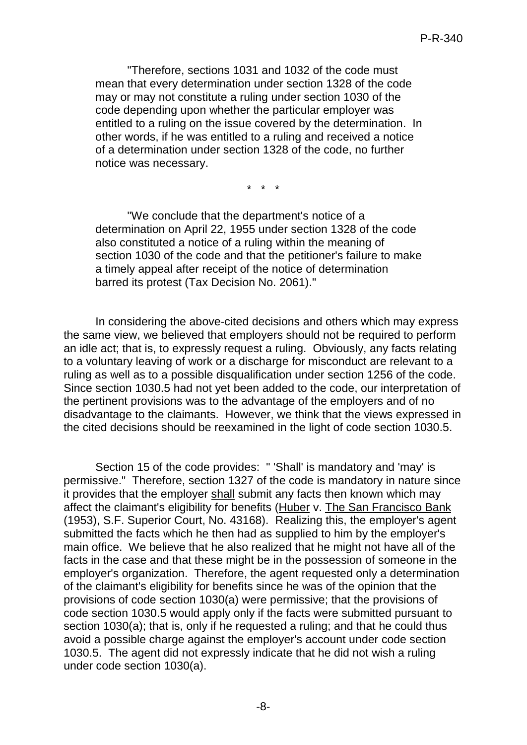> "Therefore, sections 1031 and 1032 of the code must mean that every determination under section 1328 of the code may or may not constitute a ruling under section 1030 of the code depending upon whether the particular employer was entitled to a ruling on the issue covered by the determination. In other words, if he was entitled to a ruling and received a notice of a determination under section 1328 of the code, no further notice was necessary.
>
> \* \* \*
>
> "We conclude that the department's notice of a determination on April 22, 1955 under section 1328 of the code also constituted a notice of a ruling within the meaning of section 1030 of the code and that the petitioner's failure to make a timely appeal after receipt of the notice of determination barred its protest (Tax Decision No. 2061)."

In considering the above-cited decisions and others which may express the same view, we believed that employers should not be required to perform an idle act; that is, to expressly request a ruling. Obviously, any facts relating to a voluntary leaving of work or a discharge for misconduct are relevant to a ruling as well as to a possible disqualification under section 1256 of the code. Since section 1030.5 had not yet been added to the code, our interpretation of the pertinent provisions was to the advantage of the employers and of no disadvantage to the claimants. However, we think that the views expressed in the cited decisions should be reexamined in the light of code section 1030.5.

Section 15 of the code provides: " 'Shall' is mandatory and 'may' is permissive." Therefore, section 1327 of the code is mandatory in nature since it provides that the employer <u>shall</u> submit any facts then known which may affect the claimant's eligibility for benefits (<u>Huber</u> v. <u>The San Francisco Bank</u> (1953), S.F. Superior Court, No. 43168). Realizing this, the employer's agent submitted the facts which he then had as supplied to him by the employer's main office. We believe that he also realized that he might not have all of the facts in the case and that these might be in the possession of someone in the employer's organization. Therefore, the agent requested only a determination of the claimant's eligibility for benefits since he was of the opinion that the provisions of code section 1030(a) were permissive; that the provisions of code section 1030.5 would apply only if the facts were submitted pursuant to section 1030(a); that is, only if he requested a ruling; and that he could thus avoid a possible charge against the employer's account under code section 1030.5. The agent did not expressly indicate that he did not wish a ruling under code section 1030(a).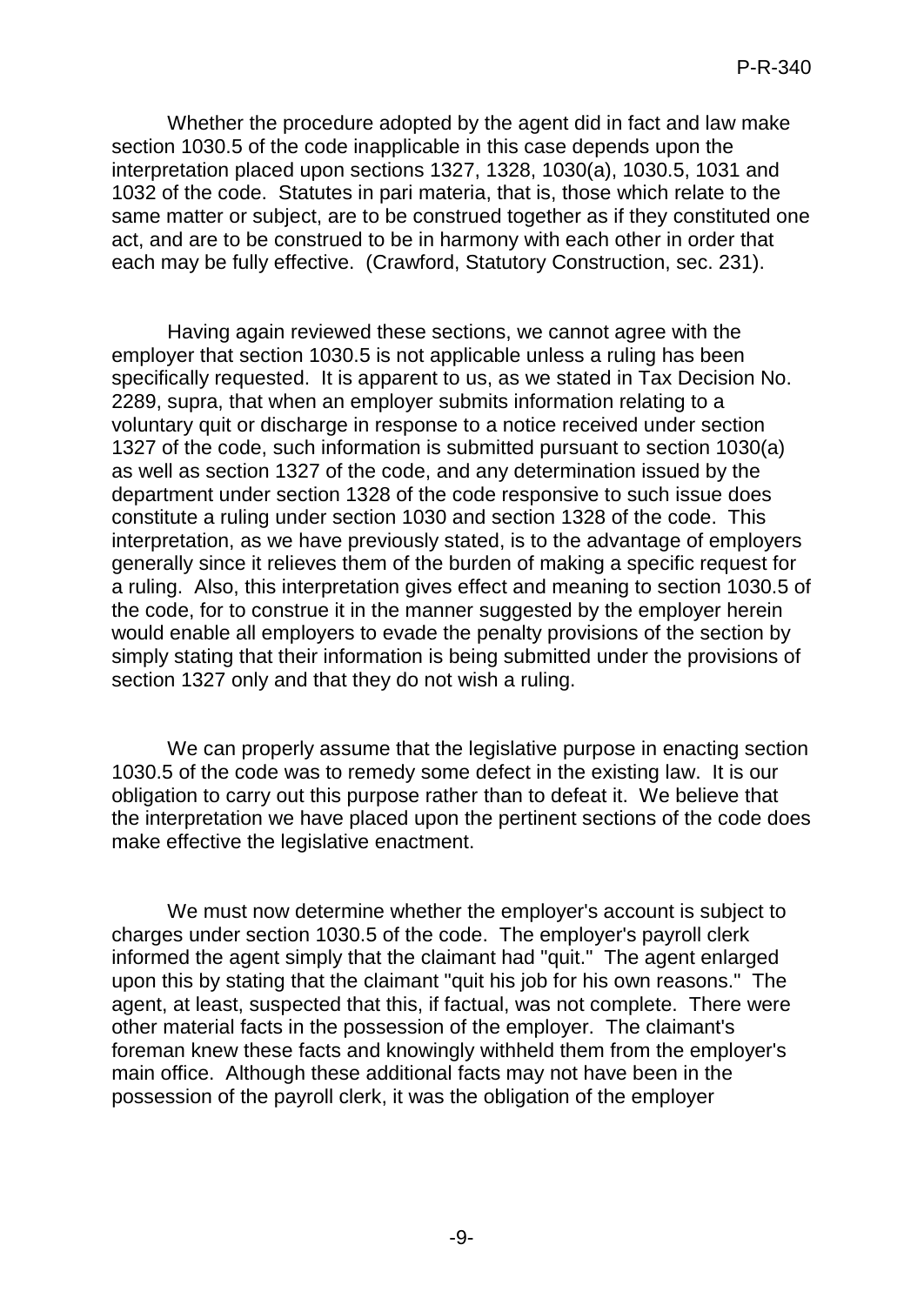Whether the procedure adopted by the agent did in fact and law make section 1030.5 of the code inapplicable in this case depends upon the interpretation placed upon sections 1327, 1328, 1030(a), 1030.5, 1031 and 1032 of the code. Statutes in pari materia, that is, those which relate to the same matter or subject, are to be construed together as if they constituted one act, and are to be construed to be in harmony with each other in order that each may be fully effective. (Crawford, Statutory Construction, sec. 231).

Having again reviewed these sections, we cannot agree with the employer that section 1030.5 is not applicable unless a ruling has been specifically requested. It is apparent to us, as we stated in Tax Decision No. 2289, supra, that when an employer submits information relating to a voluntary quit or discharge in response to a notice received under section 1327 of the code, such information is submitted pursuant to section 1030(a) as well as section 1327 of the code, and any determination issued by the department under section 1328 of the code responsive to such issue does constitute a ruling under section 1030 and section 1328 of the code. This interpretation, as we have previously stated, is to the advantage of employers generally since it relieves them of the burden of making a specific request for a ruling. Also, this interpretation gives effect and meaning to section 1030.5 of the code, for to construe it in the manner suggested by the employer herein would enable all employers to evade the penalty provisions of the section by simply stating that their information is being submitted under the provisions of section 1327 only and that they do not wish a ruling.

We can properly assume that the legislative purpose in enacting section 1030.5 of the code was to remedy some defect in the existing law. It is our obligation to carry out this purpose rather than to defeat it. We believe that the interpretation we have placed upon the pertinent sections of the code does make effective the legislative enactment.

We must now determine whether the employer's account is subject to charges under section 1030.5 of the code. The employer's payroll clerk informed the agent simply that the claimant had "quit." The agent enlarged upon this by stating that the claimant "quit his job for his own reasons." The agent, at least, suspected that this, if factual, was not complete. There were other material facts in the possession of the employer. The claimant's foreman knew these facts and knowingly withheld them from the employer's main office. Although these additional facts may not have been in the possession of the payroll clerk, it was the obligation of the employer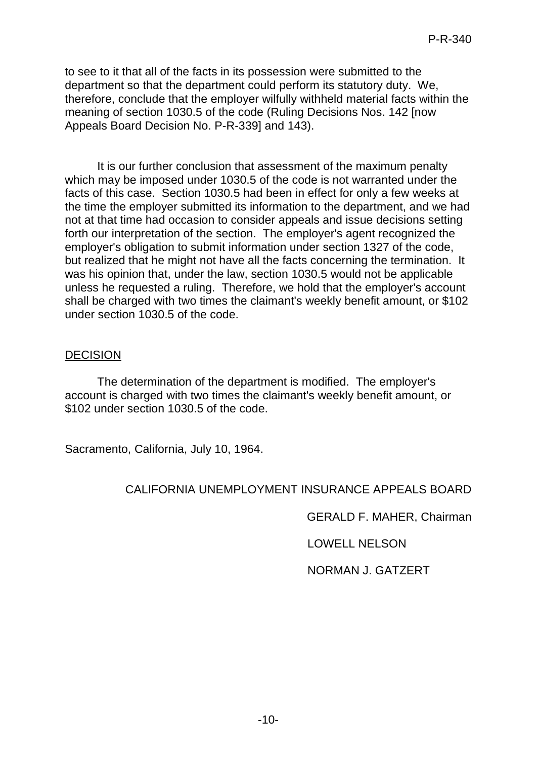to see to it that all of the facts in its possession were submitted to the department so that the department could perform its statutory duty. We, therefore, conclude that the employer wilfully withheld material facts within the meaning of section 1030.5 of the code (Ruling Decisions Nos. 142 [now Appeals Board Decision No. P-R-339] and 143).

It is our further conclusion that assessment of the maximum penalty which may be imposed under 1030.5 of the code is not warranted under the facts of this case. Section 1030.5 had been in effect for only a few weeks at the time the employer submitted its information to the department, and we had not at that time had occasion to consider appeals and issue decisions setting forth our interpretation of the section. The employer's agent recognized the employer's obligation to submit information under section 1327 of the code, but realized that he might not have all the facts concerning the termination. It was his opinion that, under the law, section 1030.5 would not be applicable unless he requested a ruling. Therefore, we hold that the employer's account shall be charged with two times the claimant's weekly benefit amount, or $102 under section 1030.5 of the code.

## DECISION

The determination of the department is modified. The employer's account is charged with two times the claimant's weekly benefit amount, or $102 under section 1030.5 of the code.

Sacramento, California, July 10, 1964.

CALIFORNIA UNEMPLOYMENT INSURANCE APPEALS BOARD

GERALD F. MAHER, Chairman

LOWELL NELSON

NORMAN J. GATZERT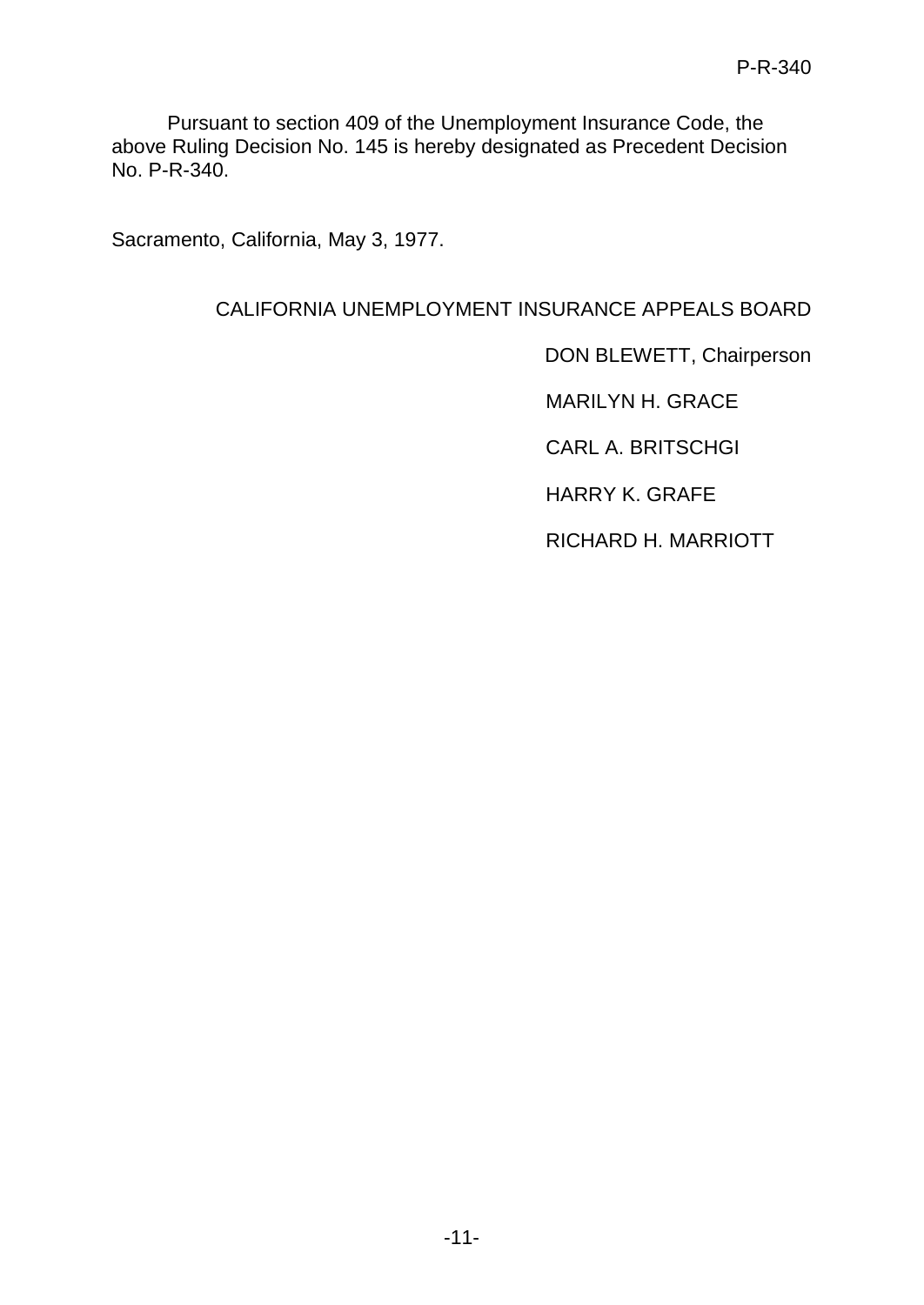Pursuant to section 409 of the Unemployment Insurance Code, the above Ruling Decision No. 145 is hereby designated as Precedent Decision No. P-R-340.

Sacramento, California, May 3, 1977.

CALIFORNIA UNEMPLOYMENT INSURANCE APPEALS BOARD

DON BLEWETT, Chairperson

MARILYN H. GRACE

CARL A. BRITSCHGI

HARRY K. GRAFE

RICHARD H. MARRIOTT